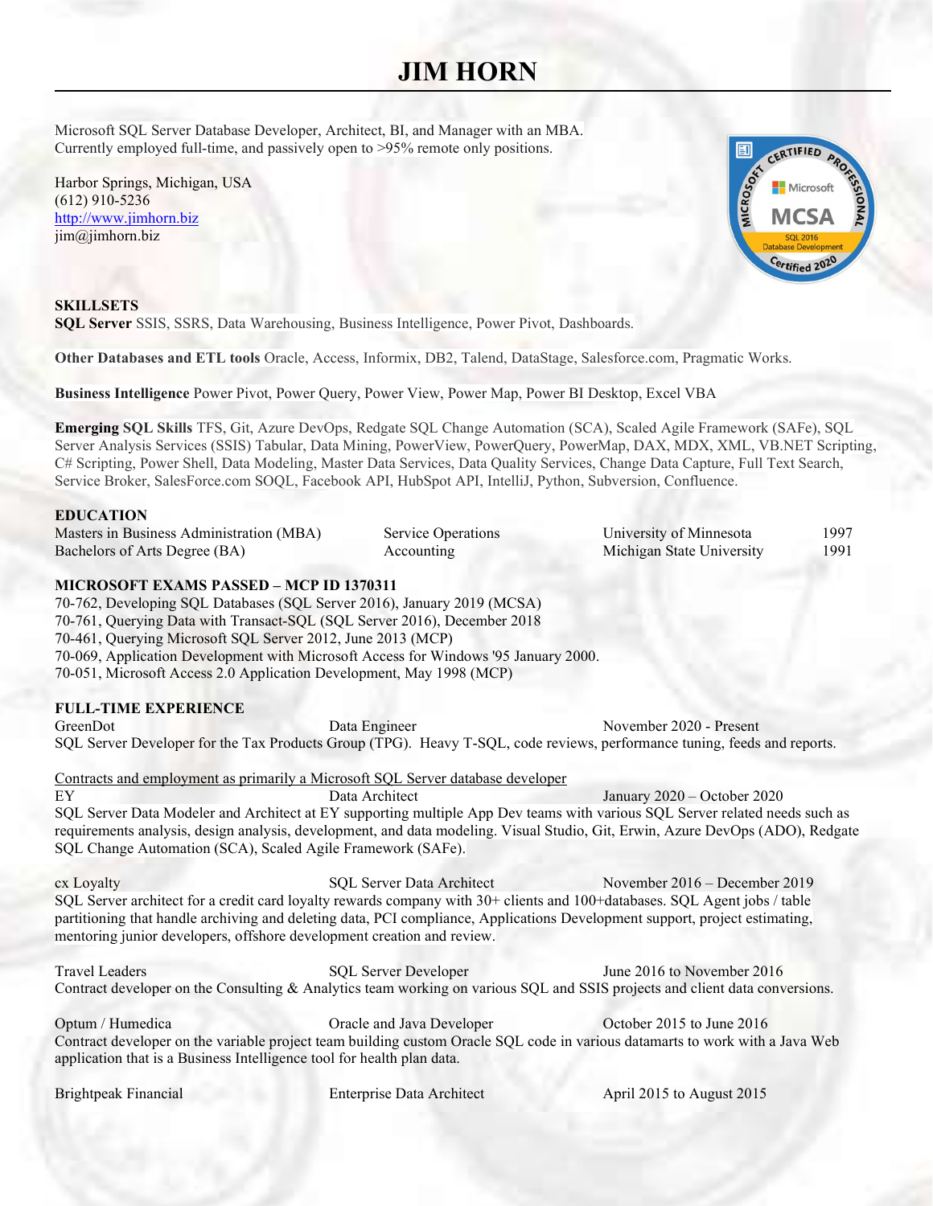# JIM HORN

Microsoft SQL Server Database Developer, Architect, BI, and Manager with an MBA.
Currently employed full-time, and passively open to >95% remote only positions.

Harbor Springs, Michigan, USA
(612) 910-5236
http://www.jimhorn.biz
jim@jimhorn.biz

## SKILLSETS

**SQL Server** SSIS, SSRS, Data Warehousing, Business Intelligence, Power Pivot, Dashboards.

**Other Databases and ETL tools** Oracle, Access, Informix, DB2, Talend, DataStage, Salesforce.com, Pragmatic Works.

**Business Intelligence** Power Pivot, Power Query, Power View, Power Map, Power BI Desktop, Excel VBA

**Emerging SQL Skills** TFS, Git, Azure DevOps, Redgate SQL Change Automation (SCA), Scaled Agile Framework (SAFe), SQL Server Analysis Services (SSIS) Tabular, Data Mining, PowerView, PowerQuery, PowerMap, DAX, MDX, XML, VB.NET Scripting, C# Scripting, Power Shell, Data Modeling, Master Data Services, Data Quality Services, Change Data Capture, Full Text Search, Service Broker, SalesForce.com SOQL, Facebook API, HubSpot API, IntelliJ, Python, Subversion, Confluence.

## EDUCATION

| | | | |
|---|---|---|---|
| Masters in Business Administration (MBA) | Service Operations | University of Minnesota | 1997 |
| Bachelors of Arts Degree (BA) | Accounting | Michigan State University | 1991 |

## MICROSOFT EXAMS PASSED – MCP ID 1370311

70-762, Developing SQL Databases (SQL Server 2016), January 2019 (MCSA)
70-761, Querying Data with Transact-SQL (SQL Server 2016), December 2018
70-461, Querying Microsoft SQL Server 2012, June 2013 (MCP)
70-069, Application Development with Microsoft Access for Windows '95 January 2000.
70-051, Microsoft Access 2.0 Application Development, May 1998 (MCP)

## FULL-TIME EXPERIENCE

GreenDot | Data Engineer | November 2020 - Present

SQL Server Developer for the Tax Products Group (TPG). Heavy T-SQL, code reviews, performance tuning, feeds and reports.

Contracts and employment as primarily a Microsoft SQL Server database developer

EY | Data Architect | January 2020 – October 2020

SQL Server Data Modeler and Architect at EY supporting multiple App Dev teams with various SQL Server related needs such as requirements analysis, design analysis, development, and data modeling. Visual Studio, Git, Erwin, Azure DevOps (ADO), Redgate SQL Change Automation (SCA), Scaled Agile Framework (SAFe).

cx Loyalty | SQL Server Data Architect | November 2016 – December 2019

SQL Server architect for a credit card loyalty rewards company with 30+ clients and 100+databases. SQL Agent jobs / table partitioning that handle archiving and deleting data, PCI compliance, Applications Development support, project estimating, mentoring junior developers, offshore development creation and review.

Travel Leaders | SQL Server Developer | June 2016 to November 2016

Contract developer on the Consulting & Analytics team working on various SQL and SSIS projects and client data conversions.

Optum / Humedica | Oracle and Java Developer | October 2015 to June 2016

Contract developer on the variable project team building custom Oracle SQL code in various datamarts to work with a Java Web application that is a Business Intelligence tool for health plan data.

Brightpeak Financial | Enterprise Data Architect | April 2015 to August 2015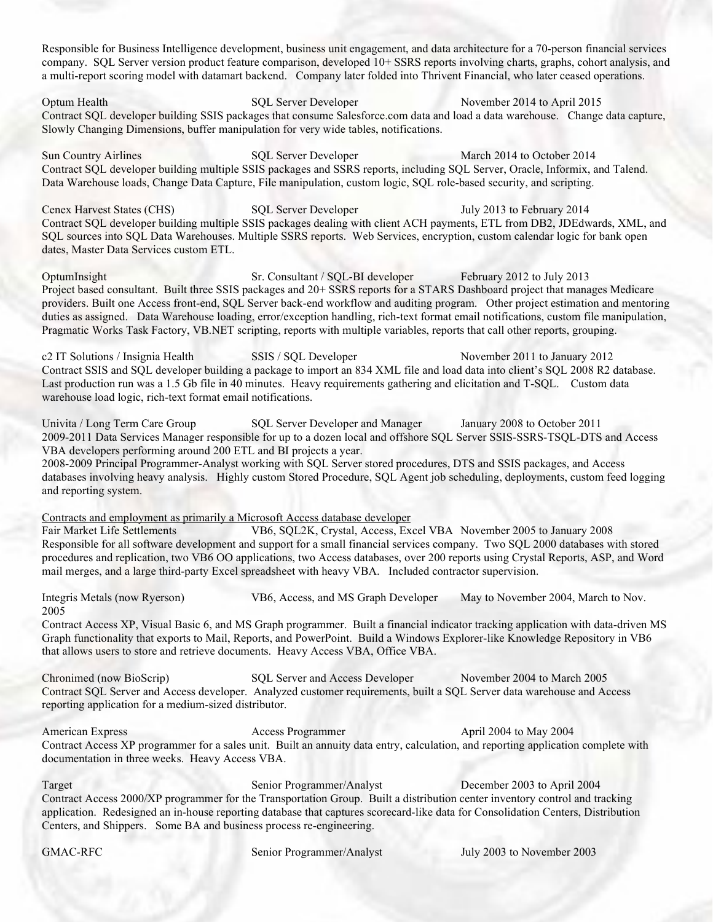Responsible for Business Intelligence development, business unit engagement, and data architecture for a 70-person financial services company. SQL Server version product feature comparison, developed 10+ SSRS reports involving charts, graphs, cohort analysis, and a multi-report scoring model with datamart backend. Company later folded into Thrivent Financial, who later ceased operations.

**Optum Health** — SQL Server Developer — November 2014 to April 2015
Contract SQL developer building SSIS packages that consume Salesforce.com data and load a data warehouse. Change data capture, Slowly Changing Dimensions, buffer manipulation for very wide tables, notifications.

**Sun Country Airlines** — SQL Server Developer — March 2014 to October 2014
Contract SQL developer building multiple SSIS packages and SSRS reports, including SQL Server, Oracle, Informix, and Talend. Data Warehouse loads, Change Data Capture, File manipulation, custom logic, SQL role-based security, and scripting.

**Cenex Harvest States (CHS)** — SQL Server Developer — July 2013 to February 2014
Contract SQL developer building multiple SSIS packages dealing with client ACH payments, ETL from DB2, JDEdwards, XML, and SQL sources into SQL Data Warehouses. Multiple SSRS reports. Web Services, encryption, custom calendar logic for bank open dates, Master Data Services custom ETL.

**OptumInsight** — Sr. Consultant / SQL-BI developer — February 2012 to July 2013
Project based consultant. Built three SSIS packages and 20+ SSRS reports for a STARS Dashboard project that manages Medicare providers. Built one Access front-end, SQL Server back-end workflow and auditing program. Other project estimation and mentoring duties as assigned. Data Warehouse loading, error/exception handling, rich-text format email notifications, custom file manipulation, Pragmatic Works Task Factory, VB.NET scripting, reports with multiple variables, reports that call other reports, grouping.

**c2 IT Solutions / Insignia Health** — SSIS / SQL Developer — November 2011 to January 2012
Contract SSIS and SQL developer building a package to import an 834 XML file and load data into client's SQL 2008 R2 database. Last production run was a 1.5 Gb file in 40 minutes. Heavy requirements gathering and elicitation and T-SQL. Custom data warehouse load logic, rich-text format email notifications.

**Univita / Long Term Care Group** — SQL Server Developer and Manager — January 2008 to October 2011
2009-2011 Data Services Manager responsible for up to a dozen local and offshore SQL Server SSIS-SSRS-TSQL-DTS and Access VBA developers performing around 200 ETL and BI projects a year.
2008-2009 Principal Programmer-Analyst working with SQL Server stored procedures, DTS and SSIS packages, and Access databases involving heavy analysis. Highly custom Stored Procedure, SQL Agent job scheduling, deployments, custom feed logging and reporting system.

## Contracts and employment as primarily a Microsoft Access database developer

**Fair Market Life Settlements** — VB6, SQL2K, Crystal, Access, Excel VBA — November 2005 to January 2008
Responsible for all software development and support for a small financial services company. Two SQL 2000 databases with stored procedures and replication, two VB6 OO applications, two Access databases, over 200 reports using Crystal Reports, ASP, and Word mail merges, and a large third-party Excel spreadsheet with heavy VBA. Included contractor supervision.

**Integris Metals (now Ryerson)** — VB6, Access, and MS Graph Developer — May to November 2004, March to Nov. 2005
Contract Access XP, Visual Basic 6, and MS Graph programmer. Built a financial indicator tracking application with data-driven MS Graph functionality that exports to Mail, Reports, and PowerPoint. Build a Windows Explorer-like Knowledge Repository in VB6 that allows users to store and retrieve documents. Heavy Access VBA, Office VBA.

**Chronimed (now BioScrip)** — SQL Server and Access Developer — November 2004 to March 2005
Contract SQL Server and Access developer. Analyzed customer requirements, built a SQL Server data warehouse and Access reporting application for a medium-sized distributor.

**American Express** — Access Programmer — April 2004 to May 2004
Contract Access XP programmer for a sales unit. Built an annuity data entry, calculation, and reporting application complete with documentation in three weeks. Heavy Access VBA.

**Target** — Senior Programmer/Analyst — December 2003 to April 2004
Contract Access 2000/XP programmer for the Transportation Group. Built a distribution center inventory control and tracking application. Redesigned an in-house reporting database that captures scorecard-like data for Consolidation Centers, Distribution Centers, and Shippers. Some BA and business process re-engineering.

**GMAC-RFC** — Senior Programmer/Analyst — July 2003 to November 2003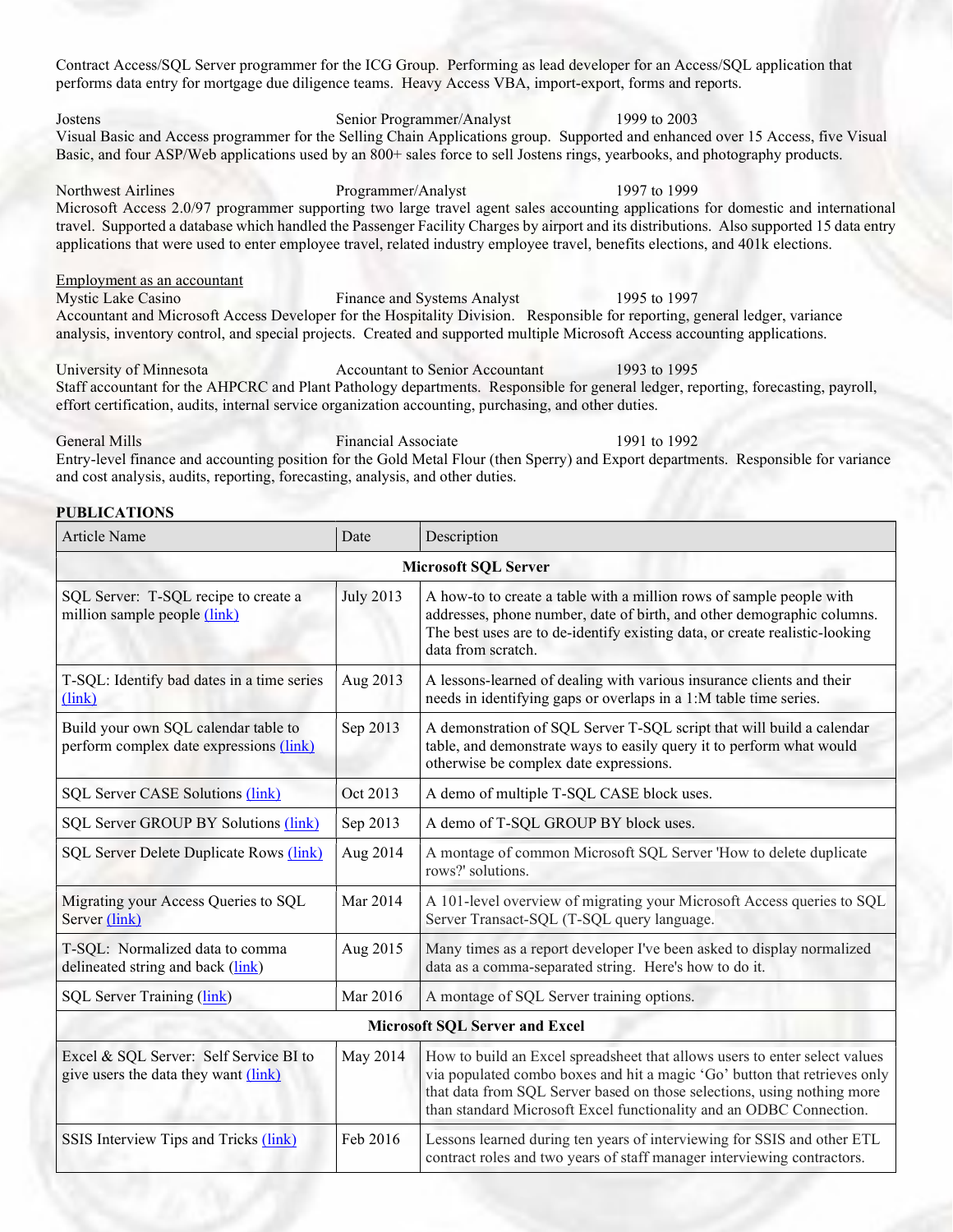Contract Access/SQL Server programmer for the ICG Group. Performing as lead developer for an Access/SQL application that performs data entry for mortgage due diligence teams. Heavy Access VBA, import-export, forms and reports.

Jostens | Senior Programmer/Analyst | 1999 to 2003

Visual Basic and Access programmer for the Selling Chain Applications group. Supported and enhanced over 15 Access, five Visual Basic, and four ASP/Web applications used by an 800+ sales force to sell Jostens rings, yearbooks, and photography products.

Northwest Airlines | Programmer/Analyst | 1997 to 1999

Microsoft Access 2.0/97 programmer supporting two large travel agent sales accounting applications for domestic and international travel. Supported a database which handled the Passenger Facility Charges by airport and its distributions. Also supported 15 data entry applications that were used to enter employee travel, related industry employee travel, benefits elections, and 401k elections.

<u>Employment as an accountant</u>

Mystic Lake Casino | Finance and Systems Analyst | 1995 to 1997

Accountant and Microsoft Access Developer for the Hospitality Division. Responsible for reporting, general ledger, variance analysis, inventory control, and special projects. Created and supported multiple Microsoft Access accounting applications.

University of Minnesota | Accountant to Senior Accountant | 1993 to 1995

Staff accountant for the AHPCRC and Plant Pathology departments. Responsible for general ledger, reporting, forecasting, payroll, effort certification, audits, internal service organization accounting, purchasing, and other duties.

General Mills | Financial Associate | 1991 to 1992

Entry-level finance and accounting position for the Gold Metal Flour (then Sperry) and Export departments. Responsible for variance and cost analysis, audits, reporting, forecasting, analysis, and other duties.

**PUBLICATIONS**

| Article Name | Date | Description |
|---|---|---|
| **Microsoft SQL Server** | | |
| SQL Server: T-SQL recipe to create a million sample people (link) | July 2013 | A how-to to create a table with a million rows of sample people with addresses, phone number, date of birth, and other demographic columns. The best uses are to de-identify existing data, or create realistic-looking data from scratch. |
| T-SQL: Identify bad dates in a time series (link) | Aug 2013 | A lessons-learned of dealing with various insurance clients and their needs in identifying gaps or overlaps in a 1:M table time series. |
| Build your own SQL calendar table to perform complex date expressions (link) | Sep 2013 | A demonstration of SQL Server T-SQL script that will build a calendar table, and demonstrate ways to easily query it to perform what would otherwise be complex date expressions. |
| SQL Server CASE Solutions (link) | Oct 2013 | A demo of multiple T-SQL CASE block uses. |
| SQL Server GROUP BY Solutions (link) | Sep 2013 | A demo of T-SQL GROUP BY block uses. |
| SQL Server Delete Duplicate Rows (link) | Aug 2014 | A montage of common Microsoft SQL Server 'How to delete duplicate rows?' solutions. |
| Migrating your Access Queries to SQL Server (link) | Mar 2014 | A 101-level overview of migrating your Microsoft Access queries to SQL Server Transact-SQL (T-SQL query language. |
| T-SQL: Normalized data to comma delineated string and back (link) | Aug 2015 | Many times as a report developer I've been asked to display normalized data as a comma-separated string. Here's how to do it. |
| SQL Server Training (link) | Mar 2016 | A montage of SQL Server training options. |
| **Microsoft SQL Server and Excel** | | |
| Excel & SQL Server: Self Service BI to give users the data they want (link) | May 2014 | How to build an Excel spreadsheet that allows users to enter select values via populated combo boxes and hit a magic 'Go' button that retrieves only that data from SQL Server based on those selections, using nothing more than standard Microsoft Excel functionality and an ODBC Connection. |
| SSIS Interview Tips and Tricks (link) | Feb 2016 | Lessons learned during ten years of interviewing for SSIS and other ETL contract roles and two years of staff manager interviewing contractors. |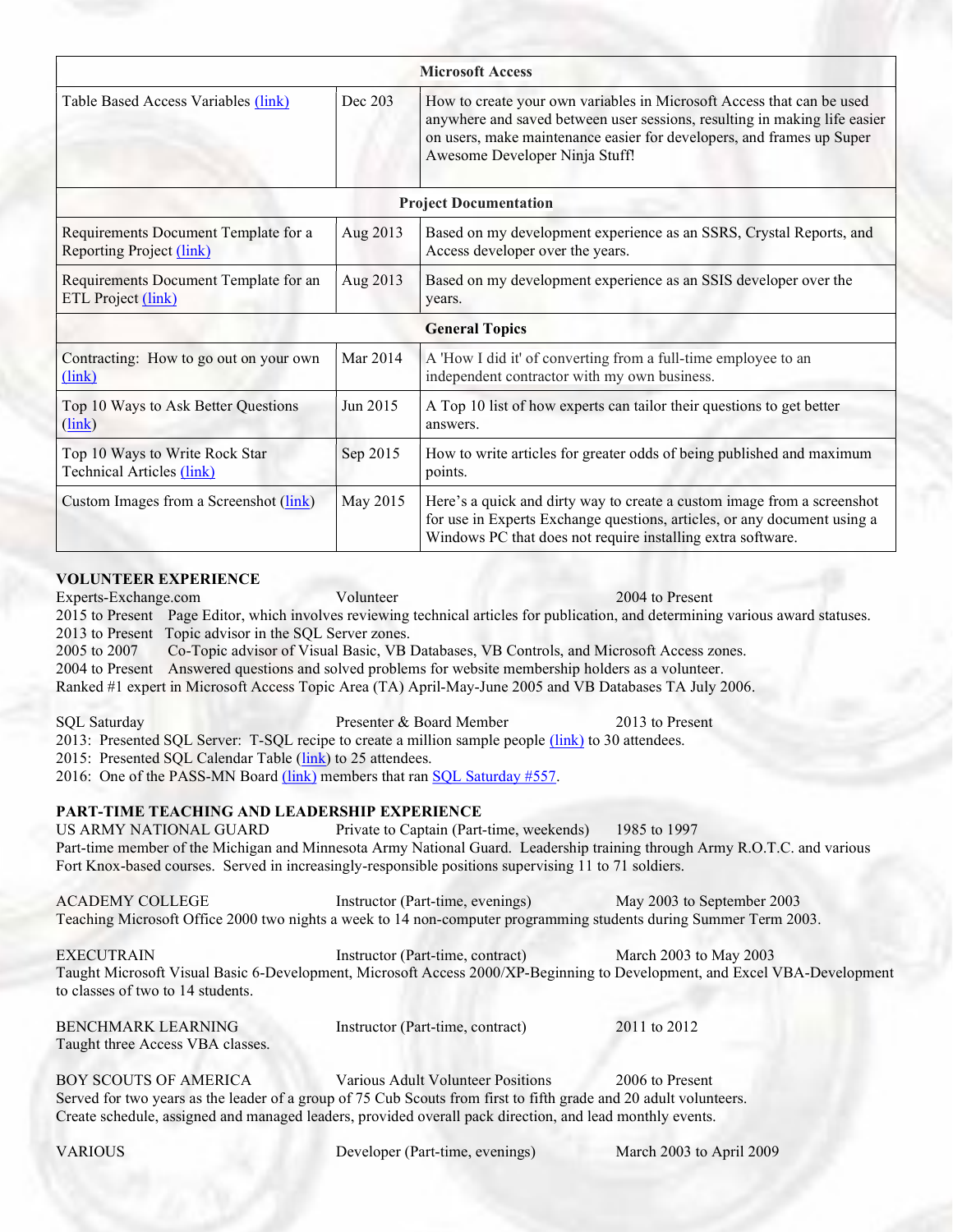| Microsoft Access | | |
|---|---|---|
| Table Based Access Variables (link) | Dec 203 | How to create your own variables in Microsoft Access that can be used anywhere and saved between user sessions, resulting in making life easier on users, make maintenance easier for developers, and frames up Super Awesome Developer Ninja Stuff! |
| **Project Documentation** | | |
| Requirements Document Template for a Reporting Project (link) | Aug 2013 | Based on my development experience as an SSRS, Crystal Reports, and Access developer over the years. |
| Requirements Document Template for an ETL Project (link) | Aug 2013 | Based on my development experience as an SSIS developer over the years. |
| **General Topics** | | |
| Contracting: How to go out on your own (link) | Mar 2014 | A 'How I did it' of converting from a full-time employee to an independent contractor with my own business. |
| Top 10 Ways to Ask Better Questions (link) | Jun 2015 | A Top 10 list of how experts can tailor their questions to get better answers. |
| Top 10 Ways to Write Rock Star Technical Articles (link) | Sep 2015 | How to write articles for greater odds of being published and maximum points. |
| Custom Images from a Screenshot (link) | May 2015 | Here's a quick and dirty way to create a custom image from a screenshot for use in Experts Exchange questions, articles, or any document using a Windows PC that does not require installing extra software. |

**VOLUNTEER EXPERIENCE**

Experts-Exchange.com — Volunteer — 2004 to Present

2015 to Present Page Editor, which involves reviewing technical articles for publication, and determining various award statuses.
2013 to Present Topic advisor in the SQL Server zones.
2005 to 2007 Co-Topic advisor of Visual Basic, VB Databases, VB Controls, and Microsoft Access zones.
2004 to Present Answered questions and solved problems for website membership holders as a volunteer.
Ranked #1 expert in Microsoft Access Topic Area (TA) April-May-June 2005 and VB Databases TA July 2006.

SQL Saturday — Presenter & Board Member — 2013 to Present

2013: Presented SQL Server: T-SQL recipe to create a million sample people (link) to 30 attendees.
2015: Presented SQL Calendar Table (link) to 25 attendees.
2016: One of the PASS-MN Board (link) members that ran SQL Saturday #557.

**PART-TIME TEACHING AND LEADERSHIP EXPERIENCE**

US ARMY NATIONAL GUARD — Private to Captain (Part-time, weekends) — 1985 to 1997

Part-time member of the Michigan and Minnesota Army National Guard. Leadership training through Army R.O.T.C. and various Fort Knox-based courses. Served in increasingly-responsible positions supervising 11 to 71 soldiers.

ACADEMY COLLEGE — Instructor (Part-time, evenings) — May 2003 to September 2003

Teaching Microsoft Office 2000 two nights a week to 14 non-computer programming students during Summer Term 2003.

EXECUTRAIN — Instructor (Part-time, contract) — March 2003 to May 2003

Taught Microsoft Visual Basic 6-Development, Microsoft Access 2000/XP-Beginning to Development, and Excel VBA-Development to classes of two to 14 students.

BENCHMARK LEARNING — Instructor (Part-time, contract) — 2011 to 2012

Taught three Access VBA classes.

BOY SCOUTS OF AMERICA — Various Adult Volunteer Positions — 2006 to Present

Served for two years as the leader of a group of 75 Cub Scouts from first to fifth grade and 20 adult volunteers. Create schedule, assigned and managed leaders, provided overall pack direction, and lead monthly events.

VARIOUS — Developer (Part-time, evenings) — March 2003 to April 2009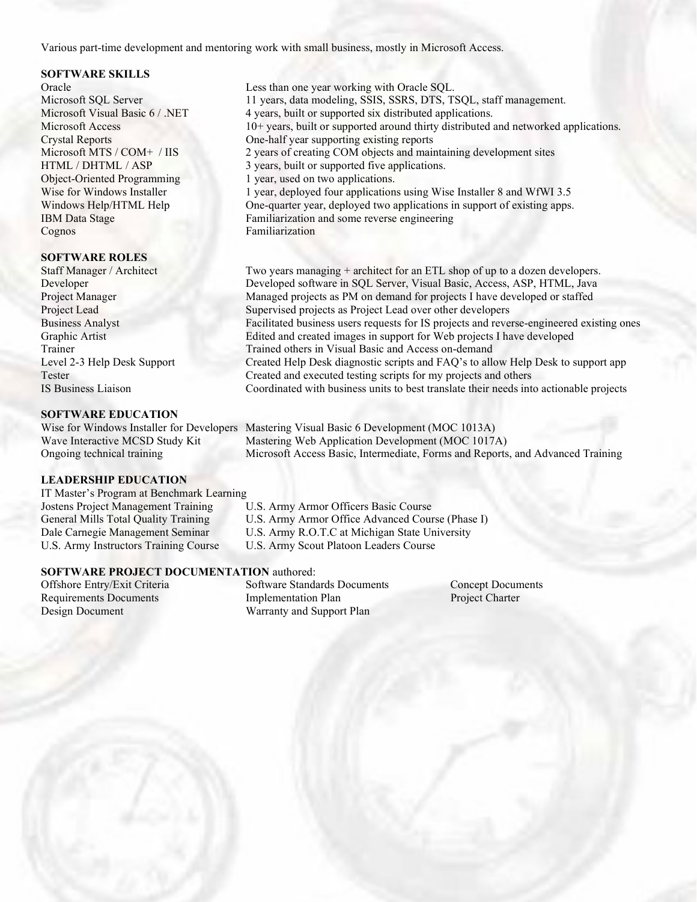Various part-time development and mentoring work with small business, mostly in Microsoft Access.

**SOFTWARE SKILLS**

| | |
|---|---|
| Oracle | Less than one year working with Oracle SQL. |
| Microsoft SQL Server | 11 years, data modeling, SSIS, SSRS, DTS, TSQL, staff management. |
| Microsoft Visual Basic 6 / .NET | 4 years, built or supported six distributed applications. |
| Microsoft Access | 10+ years, built or supported around thirty distributed and networked applications. |
| Crystal Reports | One-half year supporting existing reports |
| Microsoft MTS / COM+ / IIS | 2 years of creating COM objects and maintaining development sites |
| HTML / DHTML / ASP | 3 years, built or supported five applications. |
| Object-Oriented Programming | 1 year, used on two applications. |
| Wise for Windows Installer | 1 year, deployed four applications using Wise Installer 8 and WfWI 3.5 |
| Windows Help/HTML Help | One-quarter year, deployed two applications in support of existing apps. |
| IBM Data Stage | Familiarization and some reverse engineering |
| Cognos | Familiarization |

**SOFTWARE ROLES**

| | |
|---|---|
| Staff Manager / Architect | Two years managing + architect for an ETL shop of up to a dozen developers. |
| Developer | Developed software in SQL Server, Visual Basic, Access, ASP, HTML, Java |
| Project Manager | Managed projects as PM on demand for projects I have developed or staffed |
| Project Lead | Supervised projects as Project Lead over other developers |
| Business Analyst | Facilitated business users requests for IS projects and reverse-engineered existing ones |
| Graphic Artist | Edited and created images in support for Web projects I have developed |
| Trainer | Trained others in Visual Basic and Access on-demand |
| Level 2-3 Help Desk Support | Created Help Desk diagnostic scripts and FAQ's to allow Help Desk to support app |
| Tester | Created and executed testing scripts for my projects and others |
| IS Business Liaison | Coordinated with business units to best translate their needs into actionable projects |

**SOFTWARE EDUCATION**

| | |
|---|---|
| Wise for Windows Installer for Developers | Mastering Visual Basic 6 Development (MOC 1013A) |
| Wave Interactive MCSD Study Kit | Mastering Web Application Development (MOC 1017A) |
| Ongoing technical training | Microsoft Access Basic, Intermediate, Forms and Reports, and Advanced Training |

**LEADERSHIP EDUCATION**

IT Master's Program at Benchmark Learning

| | |
|---|---|
| Jostens Project Management Training | U.S. Army Armor Officers Basic Course |
| General Mills Total Quality Training | U.S. Army Armor Office Advanced Course (Phase I) |
| Dale Carnegie Management Seminar | U.S. Army R.O.T.C at Michigan State University |
| U.S. Army Instructors Training Course | U.S. Army Scout Platoon Leaders Course |

**SOFTWARE PROJECT DOCUMENTATION** authored:

| | | |
|---|---|---|
| Offshore Entry/Exit Criteria | Software Standards Documents | Concept Documents |
| Requirements Documents | Implementation Plan | Project Charter |
| Design Document | Warranty and Support Plan | |